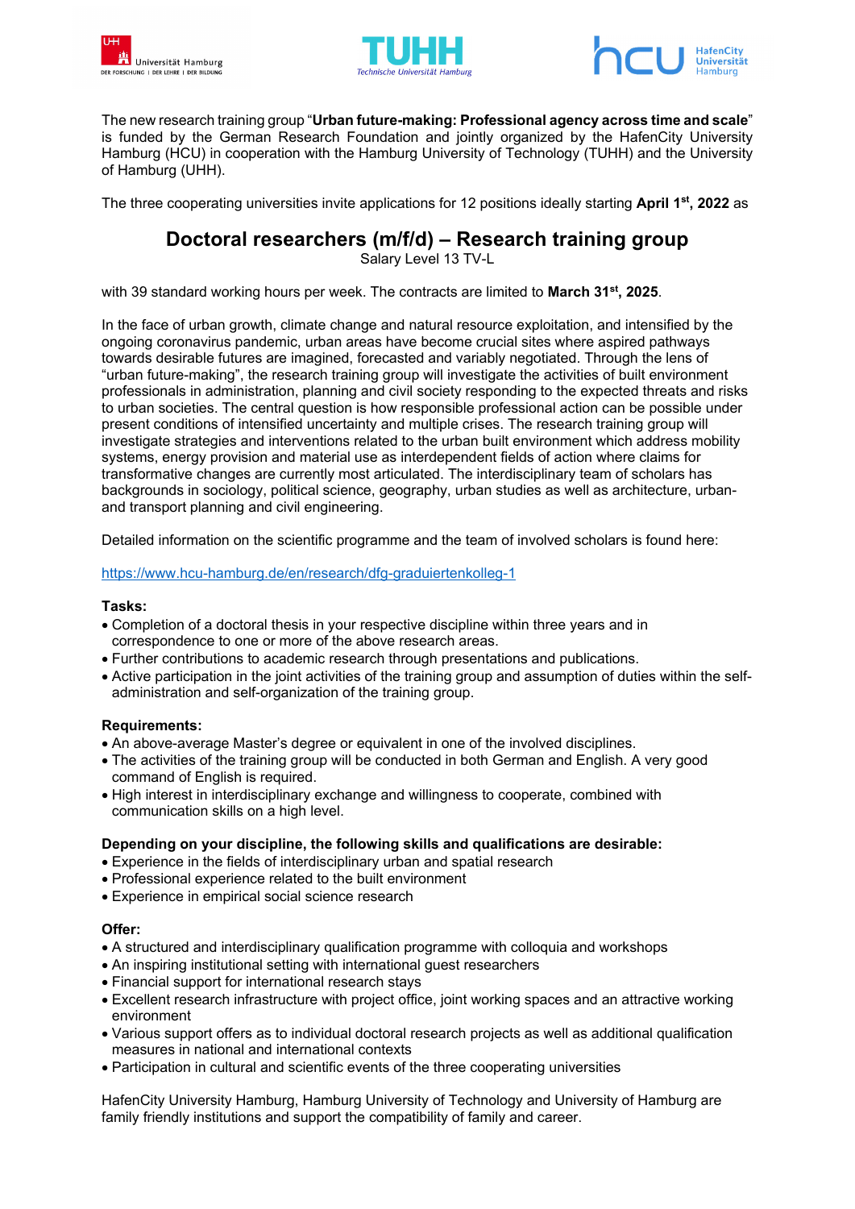The new research training group “**Urban future-making: Professional agency across time and scale**” is funded by the German Research Foundation and jointly organized by the HafenCity University Hamburg (HCU) in cooperation with the Hamburg University of Technology (TUHH) and the University of Hamburg (UHH).

The three cooperating universities invite applications for 12 positions ideally starting **April 1st, 2022** as

# Doctoral researchers (m/f/d) – Research training group

Salary Level 13 TV-L

with 39 standard working hours per week. The contracts are limited to **March 31st, 2025**.

In the face of urban growth, climate change and natural resource exploitation, and intensified by the ongoing coronavirus pandemic, urban areas have become crucial sites where aspired pathways towards desirable futures are imagined, forecasted and variably negotiated. Through the lens of “urban future-making”, the research training group will investigate the activities of built environment professionals in administration, planning and civil society responding to the expected threats and risks to urban societies. The central question is how responsible professional action can be possible under present conditions of intensified uncertainty and multiple crises. The research training group will investigate strategies and interventions related to the urban built environment which address mobility systems, energy provision and material use as interdependent fields of action where claims for transformative changes are currently most articulated. The interdisciplinary team of scholars has backgrounds in sociology, political science, geography, urban studies as well as architecture, urban- and transport planning and civil engineering.

Detailed information on the scientific programme and the team of involved scholars is found here:

https://www.hcu-hamburg.de/en/research/dfg-graduiertenkolleg-1

**Tasks:**

- Completion of a doctoral thesis in your respective discipline within three years and in correspondence to one or more of the above research areas.
- Further contributions to academic research through presentations and publications.
- Active participation in the joint activities of the training group and assumption of duties within the self-administration and self-organization of the training group.

**Requirements:**

- An above-average Master’s degree or equivalent in one of the involved disciplines.
- The activities of the training group will be conducted in both German and English. A very good command of English is required.
- High interest in interdisciplinary exchange and willingness to cooperate, combined with communication skills on a high level.

**Depending on your discipline, the following skills and qualifications are desirable:**

- Experience in the fields of interdisciplinary urban and spatial research
- Professional experience related to the built environment
- Experience in empirical social science research

**Offer:**

- A structured and interdisciplinary qualification programme with colloquia and workshops
- An inspiring institutional setting with international guest researchers
- Financial support for international research stays
- Excellent research infrastructure with project office, joint working spaces and an attractive working environment
- Various support offers as to individual doctoral research projects as well as additional qualification measures in national and international contexts
- Participation in cultural and scientific events of the three cooperating universities

HafenCity University Hamburg, Hamburg University of Technology and University of Hamburg are family friendly institutions and support the compatibility of family and career.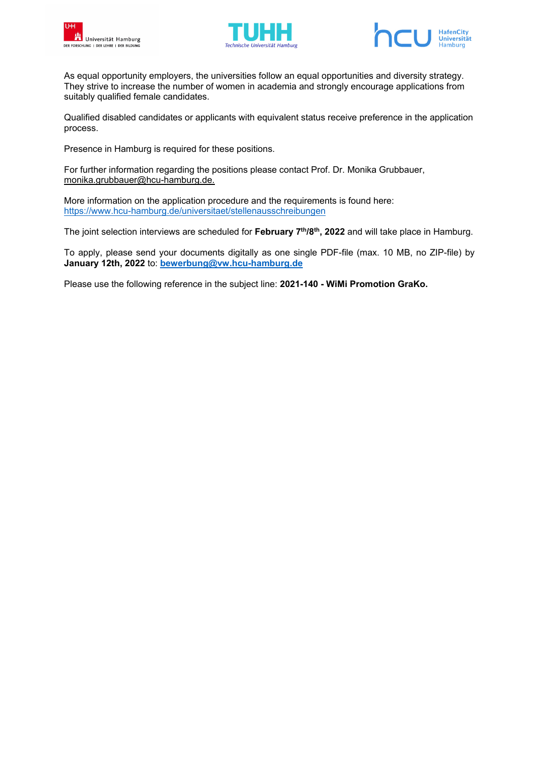As equal opportunity employers, the universities follow an equal opportunities and diversity strategy. They strive to increase the number of women in academia and strongly encourage applications from suitably qualified female candidates.

Qualified disabled candidates or applicants with equivalent status receive preference in the application process.

Presence in Hamburg is required for these positions.

For further information regarding the positions please contact Prof. Dr. Monika Grubbauer, monika.grubbauer@hcu-hamburg.de.

More information on the application procedure and the requirements is found here: https://www.hcu-hamburg.de/universitaet/stellenausschreibungen

The joint selection interviews are scheduled for **February 7th/8th, 2022** and will take place in Hamburg.

To apply, please send your documents digitally as one single PDF-file (max. 10 MB, no ZIP-file) by **January 12th, 2022** to: **bewerbung@vw.hcu-hamburg.de**

Please use the following reference in the subject line: **2021-140 - WiMi Promotion GraKo.**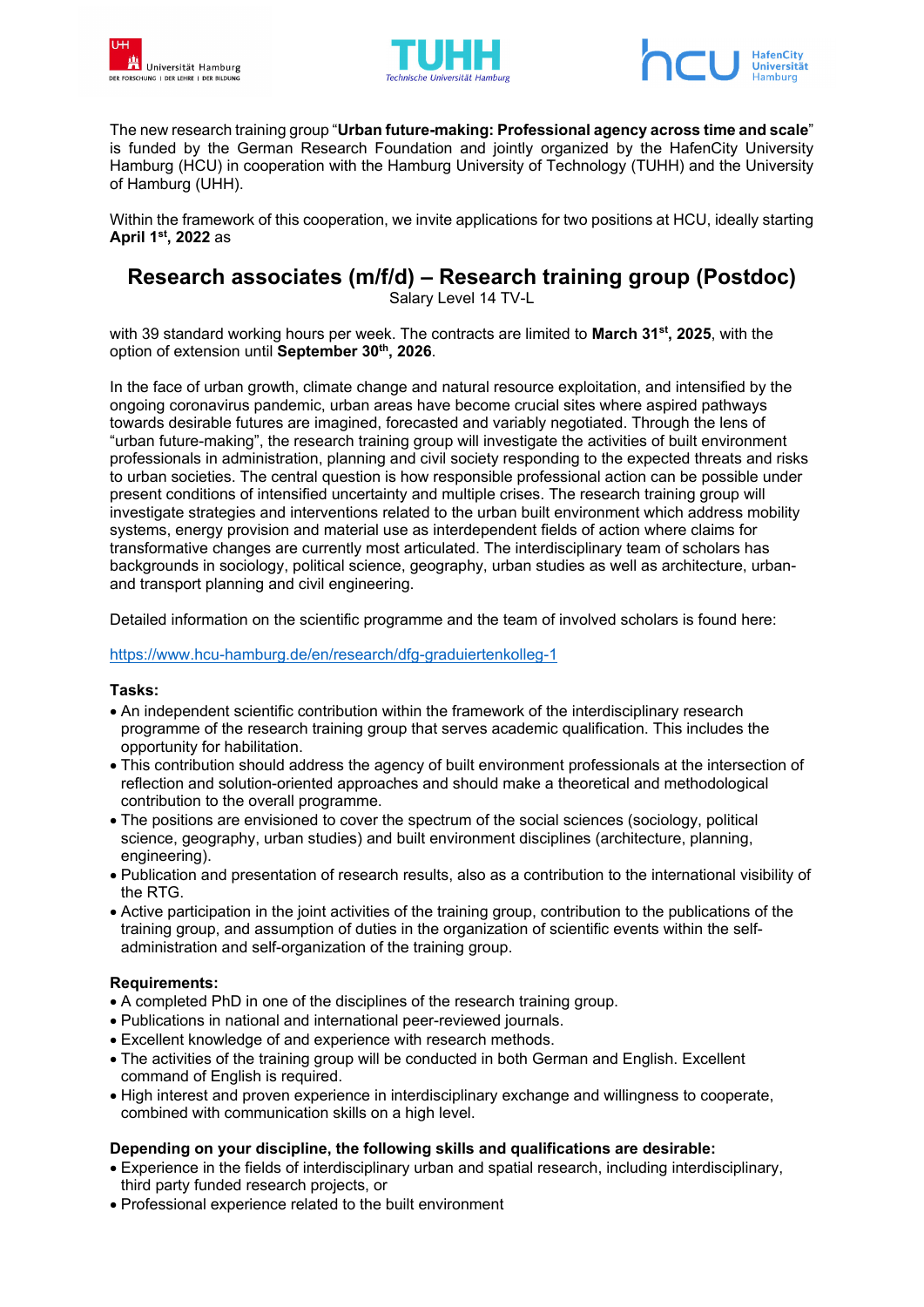The new research training group “**Urban future-making: Professional agency across time and scale**” is funded by the German Research Foundation and jointly organized by the HafenCity University Hamburg (HCU) in cooperation with the Hamburg University of Technology (TUHH) and the University of Hamburg (UHH).

Within the framework of this cooperation, we invite applications for two positions at HCU, ideally starting **April 1st, 2022** as

# Research associates (m/f/d) – Research training group (Postdoc)

Salary Level 14 TV-L

with 39 standard working hours per week. The contracts are limited to **March 31st, 2025**, with the option of extension until **September 30th, 2026**.

In the face of urban growth, climate change and natural resource exploitation, and intensified by the ongoing coronavirus pandemic, urban areas have become crucial sites where aspired pathways towards desirable futures are imagined, forecasted and variably negotiated. Through the lens of “urban future-making”, the research training group will investigate the activities of built environment professionals in administration, planning and civil society responding to the expected threats and risks to urban societies. The central question is how responsible professional action can be possible under present conditions of intensified uncertainty and multiple crises. The research training group will investigate strategies and interventions related to the urban built environment which address mobility systems, energy provision and material use as interdependent fields of action where claims for transformative changes are currently most articulated. The interdisciplinary team of scholars has backgrounds in sociology, political science, geography, urban studies as well as architecture, urban- and transport planning and civil engineering.

Detailed information on the scientific programme and the team of involved scholars is found here:

https://www.hcu-hamburg.de/en/research/dfg-graduiertenkolleg-1

**Tasks:**

- An independent scientific contribution within the framework of the interdisciplinary research programme of the research training group that serves academic qualification. This includes the opportunity for habilitation.
- This contribution should address the agency of built environment professionals at the intersection of reflection and solution-oriented approaches and should make a theoretical and methodological contribution to the overall programme.
- The positions are envisioned to cover the spectrum of the social sciences (sociology, political science, geography, urban studies) and built environment disciplines (architecture, planning, engineering).
- Publication and presentation of research results, also as a contribution to the international visibility of the RTG.
- Active participation in the joint activities of the training group, contribution to the publications of the training group, and assumption of duties in the organization of scientific events within the self-administration and self-organization of the training group.

**Requirements:**

- A completed PhD in one of the disciplines of the research training group.
- Publications in national and international peer-reviewed journals.
- Excellent knowledge of and experience with research methods.
- The activities of the training group will be conducted in both German and English. Excellent command of English is required.
- High interest and proven experience in interdisciplinary exchange and willingness to cooperate, combined with communication skills on a high level.

**Depending on your discipline, the following skills and qualifications are desirable:**

- Experience in the fields of interdisciplinary urban and spatial research, including interdisciplinary, third party funded research projects, or
- Professional experience related to the built environment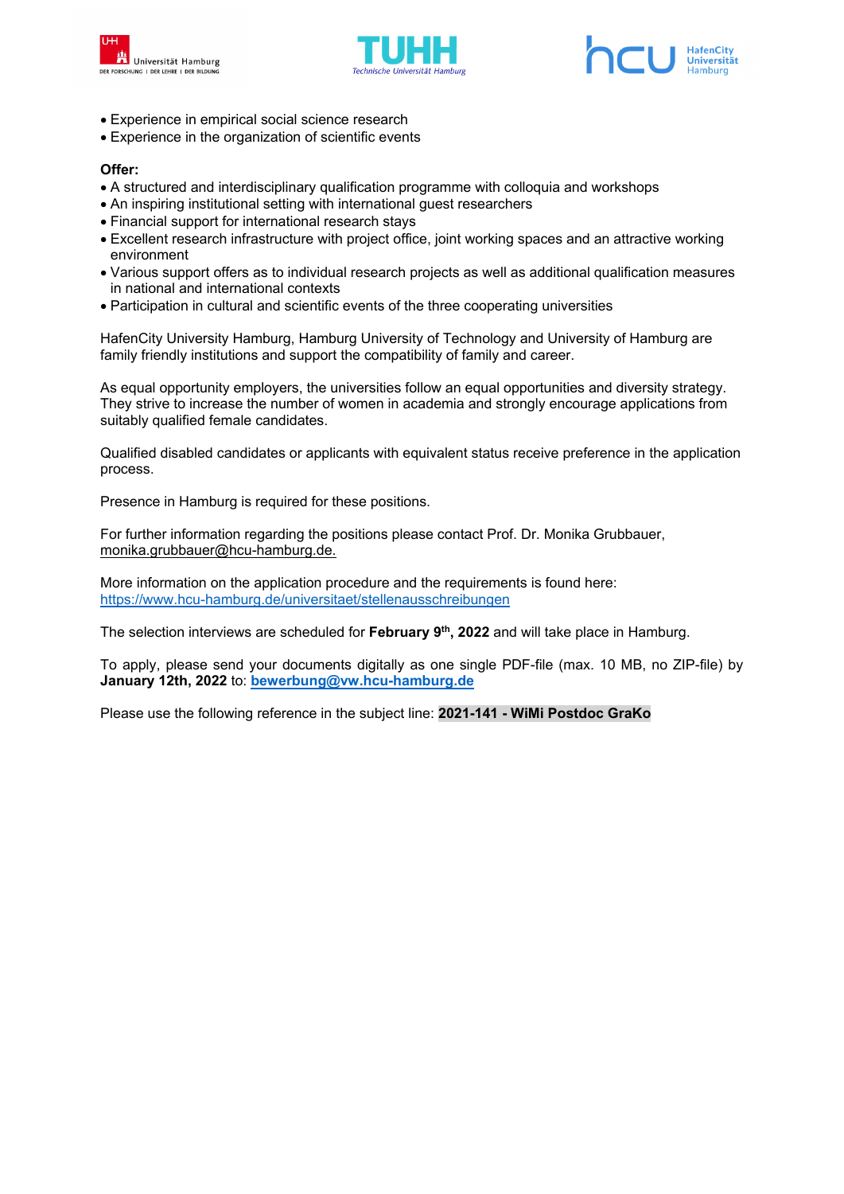- Experience in empirical social science research
- Experience in the organization of scientific events

**Offer:**

- A structured and interdisciplinary qualification programme with colloquia and workshops
- An inspiring institutional setting with international guest researchers
- Financial support for international research stays
- Excellent research infrastructure with project office, joint working spaces and an attractive working environment
- Various support offers as to individual research projects as well as additional qualification measures in national and international contexts
- Participation in cultural and scientific events of the three cooperating universities

HafenCity University Hamburg, Hamburg University of Technology and University of Hamburg are family friendly institutions and support the compatibility of family and career.

As equal opportunity employers, the universities follow an equal opportunities and diversity strategy. They strive to increase the number of women in academia and strongly encourage applications from suitably qualified female candidates.

Qualified disabled candidates or applicants with equivalent status receive preference in the application process.

Presence in Hamburg is required for these positions.

For further information regarding the positions please contact Prof. Dr. Monika Grubbauer, monika.grubbauer@hcu-hamburg.de.

More information on the application procedure and the requirements is found here:
https://www.hcu-hamburg.de/universitaet/stellenausschreibungen

The selection interviews are scheduled for **February 9th, 2022** and will take place in Hamburg.

To apply, please send your documents digitally as one single PDF-file (max. 10 MB, no ZIP-file) by **January 12th, 2022** to: **bewerbung@vw.hcu-hamburg.de**

Please use the following reference in the subject line: **2021-141 - WiMi Postdoc GraKo**